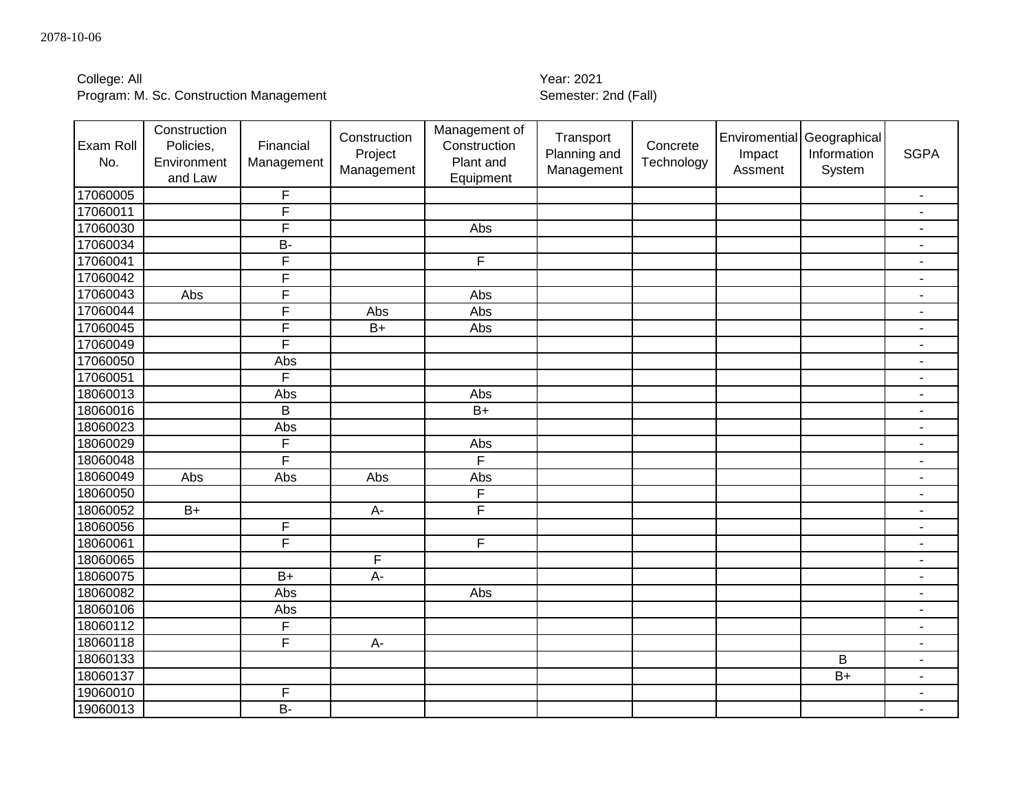2078-10-06

College: All
Program: M. Sc. Construction Management

Year: 2021
Semester: 2nd (Fall)

| Exam Roll No. | Construction Policies, Environment and Law | Financial Management | Construction Project Management | Management of Construction Plant and Equipment | Transport Planning and Management | Concrete Technology | Enviromential Impact Assment | Geographical Information System | SGPA |
|---|---|---|---|---|---|---|---|---|---|
| 17060005 | | F | | | | | | | - |
| 17060011 | | F | | | | | | | - |
| 17060030 | | F | | Abs | | | | | - |
| 17060034 | | B- | | | | | | | - |
| 17060041 | | F | | F | | | | | - |
| 17060042 | | F | | | | | | | - |
| 17060043 | Abs | F | | Abs | | | | | - |
| 17060044 | | F | Abs | Abs | | | | | - |
| 17060045 | | F | B+ | Abs | | | | | - |
| 17060049 | | F | | | | | | | - |
| 17060050 | | Abs | | | | | | | - |
| 17060051 | | F | | | | | | | - |
| 18060013 | | Abs | | Abs | | | | | - |
| 18060016 | | B | | B+ | | | | | - |
| 18060023 | | Abs | | | | | | | - |
| 18060029 | | F | | Abs | | | | | - |
| 18060048 | | F | | F | | | | | - |
| 18060049 | Abs | Abs | Abs | Abs | | | | | - |
| 18060050 | | | | F | | | | | - |
| 18060052 | B+ | | A- | F | | | | | - |
| 18060056 | | F | | | | | | | - |
| 18060061 | | F | | F | | | | | - |
| 18060065 | | | F | | | | | | - |
| 18060075 | | B+ | A- | | | | | | - |
| 18060082 | | Abs | | Abs | | | | | - |
| 18060106 | | Abs | | | | | | | - |
| 18060112 | | F | | | | | | | - |
| 18060118 | | F | A- | | | | | | - |
| 18060133 | | | | | | | | B | - |
| 18060137 | | | | | | | | B+ | - |
| 19060010 | | F | | | | | | | - |
| 19060013 | | B- | | | | | | | - |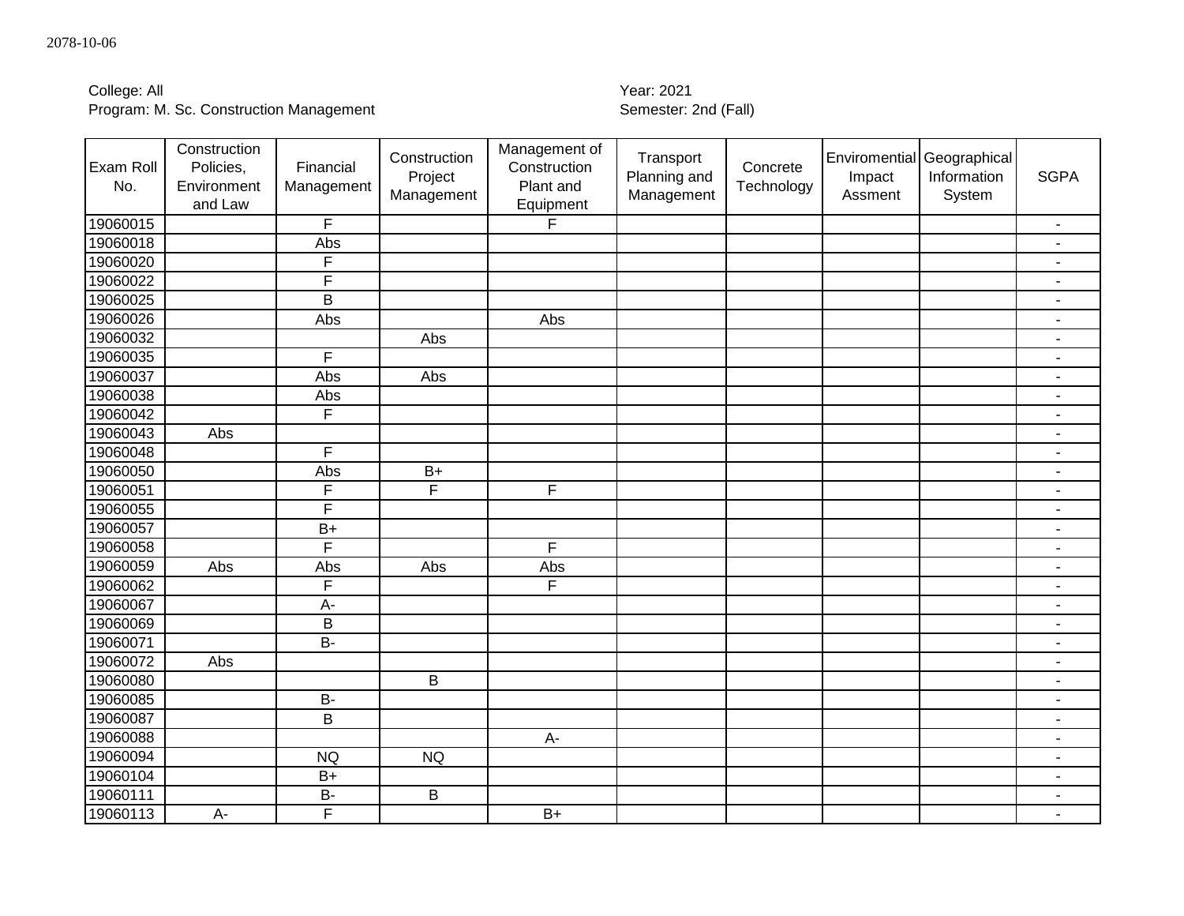2078-10-06

College: All
Program: M. Sc. Construction Management

Year: 2021
Semester: 2nd (Fall)

| Exam Roll No. | Construction Policies, Environment and Law | Financial Management | Construction Project Management | Management of Construction Plant and Equipment | Transport Planning and Management | Concrete Technology | Enviromential Impact Assment | Geographical Information System | SGPA |
|---|---|---|---|---|---|---|---|---|---|
| 19060015 | | F | | F | | | | | - |
| 19060018 | | Abs | | | | | | | - |
| 19060020 | | F | | | | | | | - |
| 19060022 | | F | | | | | | | - |
| 19060025 | | B | | | | | | | - |
| 19060026 | | Abs | | Abs | | | | | - |
| 19060032 | | | Abs | | | | | | - |
| 19060035 | | F | | | | | | | - |
| 19060037 | | Abs | Abs | | | | | | - |
| 19060038 | | Abs | | | | | | | - |
| 19060042 | | F | | | | | | | - |
| 19060043 | Abs | | | | | | | | - |
| 19060048 | | F | | | | | | | - |
| 19060050 | | Abs | B+ | | | | | | - |
| 19060051 | | F | F | F | | | | | - |
| 19060055 | | F | | | | | | | - |
| 19060057 | | B+ | | | | | | | - |
| 19060058 | | F | | F | | | | | - |
| 19060059 | Abs | Abs | Abs | Abs | | | | | - |
| 19060062 | | F | | F | | | | | - |
| 19060067 | | A- | | | | | | | - |
| 19060069 | | B | | | | | | | - |
| 19060071 | | B- | | | | | | | - |
| 19060072 | Abs | | | | | | | | - |
| 19060080 | | | B | | | | | | - |
| 19060085 | | B- | | | | | | | - |
| 19060087 | | B | | | | | | | - |
| 19060088 | | | | A- | | | | | - |
| 19060094 | | NQ | NQ | | | | | | - |
| 19060104 | | B+ | | | | | | | - |
| 19060111 | | B- | B | | | | | | - |
| 19060113 | A- | F | | B+ | | | | | - |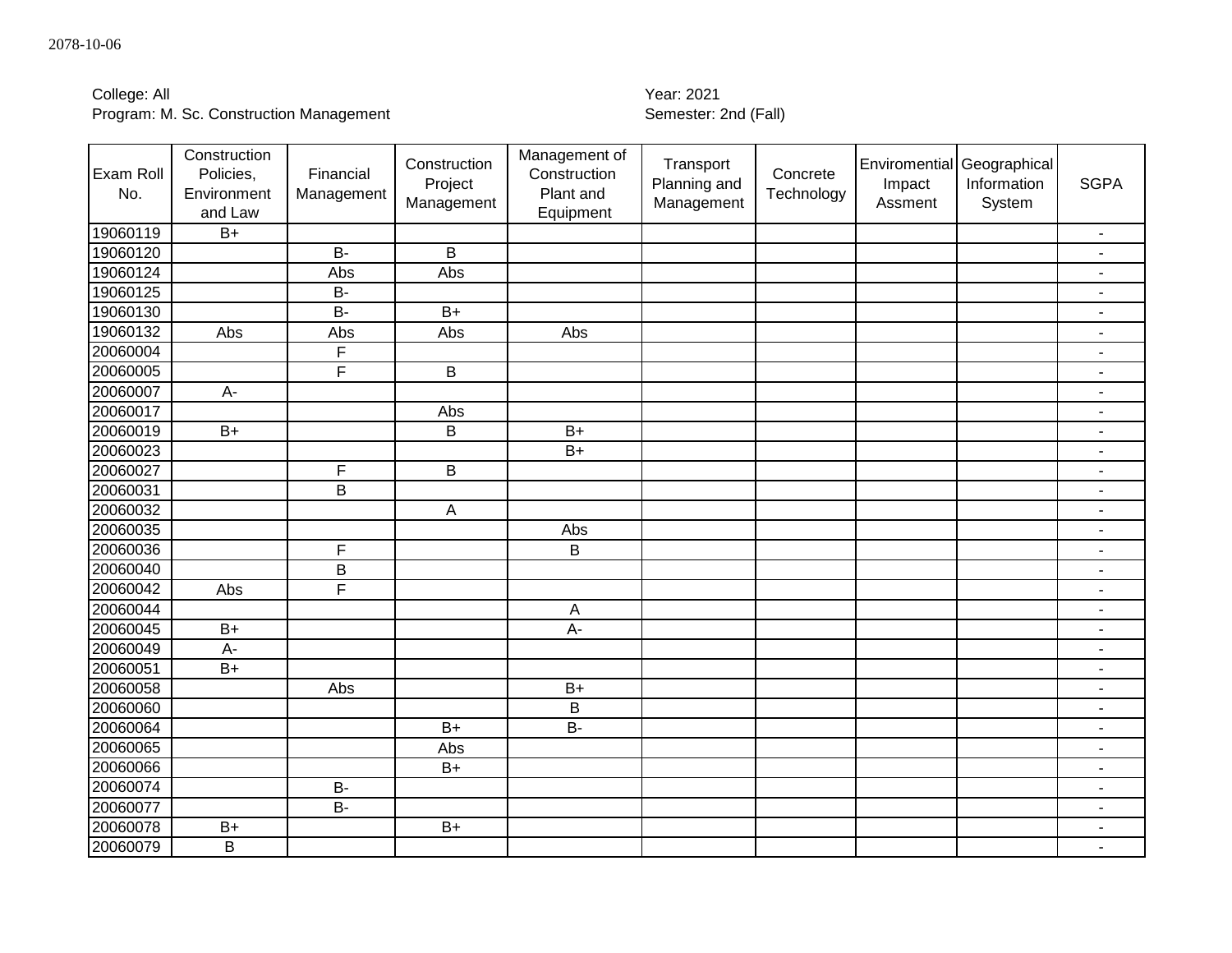2078-10-06

College: All
Program: M. Sc. Construction Management

Year: 2021
Semester: 2nd (Fall)

| Exam Roll No. | Construction Policies, Environment and Law | Financial Management | Construction Project Management | Management of Construction Plant and Equipment | Transport Planning and Management | Concrete Technology | Enviromential Impact Assment | Geographical Information System | SGPA |
|---|---|---|---|---|---|---|---|---|---|
| 19060119 | B+ | | | | | | | | - |
| 19060120 | | B- | B | | | | | | - |
| 19060124 | | Abs | Abs | | | | | | - |
| 19060125 | | B- | | | | | | | - |
| 19060130 | | B- | B+ | | | | | | - |
| 19060132 | Abs | Abs | Abs | Abs | | | | | - |
| 20060004 | | F | | | | | | | - |
| 20060005 | | F | B | | | | | | - |
| 20060007 | A- | | | | | | | | - |
| 20060017 | | | Abs | | | | | | - |
| 20060019 | B+ | | B | B+ | | | | | - |
| 20060023 | | | | B+ | | | | | - |
| 20060027 | | F | B | | | | | | - |
| 20060031 | | B | | | | | | | - |
| 20060032 | | | A | | | | | | - |
| 20060035 | | | | Abs | | | | | - |
| 20060036 | | F | | B | | | | | - |
| 20060040 | | B | | | | | | | - |
| 20060042 | Abs | F | | | | | | | - |
| 20060044 | | | | A | | | | | - |
| 20060045 | B+ | | | A- | | | | | - |
| 20060049 | A- | | | | | | | | - |
| 20060051 | B+ | | | | | | | | - |
| 20060058 | | Abs | | B+ | | | | | - |
| 20060060 | | | | B | | | | | - |
| 20060064 | | | B+ | B- | | | | | - |
| 20060065 | | | Abs | | | | | | - |
| 20060066 | | | B+ | | | | | | - |
| 20060074 | | B- | | | | | | | - |
| 20060077 | | B- | | | | | | | - |
| 20060078 | B+ | | B+ | | | | | | - |
| 20060079 | B | | | | | | | | - |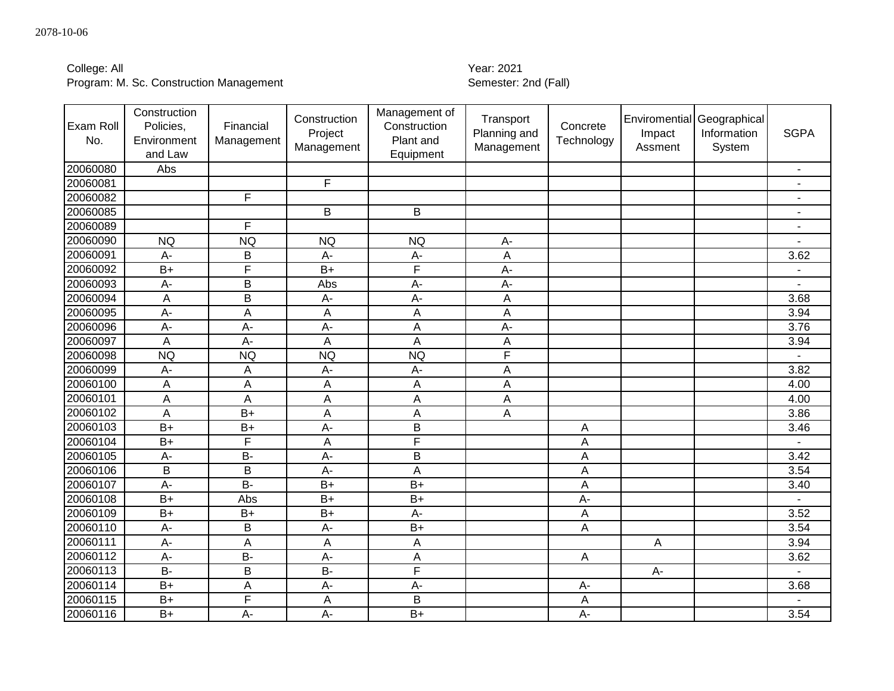2078-10-06

College: All
Program: M. Sc. Construction Management

Year: 2021
Semester: 2nd (Fall)

| Exam Roll No. | Construction Policies, Environment and Law | Financial Management | Construction Project Management | Management of Construction Plant and Equipment | Transport Planning and Management | Concrete Technology | Enviromential Impact Assment | Geographical Information System | SGPA |
|---|---|---|---|---|---|---|---|---|---|
| 20060080 | Abs | | | | | | | | - |
| 20060081 | | | F | | | | | | - |
| 20060082 | | F | | | | | | | - |
| 20060085 | | | B | B | | | | | - |
| 20060089 | | F | | | | | | | - |
| 20060090 | NQ | NQ | NQ | NQ | A- | | | | - |
| 20060091 | A- | B | A- | A- | A | | | | 3.62 |
| 20060092 | B+ | F | B+ | F | A- | | | | - |
| 20060093 | A- | B | Abs | A- | A- | | | | - |
| 20060094 | A | B | A- | A- | A | | | | 3.68 |
| 20060095 | A- | A | A | A | A | | | | 3.94 |
| 20060096 | A- | A- | A- | A | A- | | | | 3.76 |
| 20060097 | A | A- | A | A | A | | | | 3.94 |
| 20060098 | NQ | NQ | NQ | NQ | F | | | | - |
| 20060099 | A- | A | A- | A- | A | | | | 3.82 |
| 20060100 | A | A | A | A | A | | | | 4.00 |
| 20060101 | A | A | A | A | A | | | | 4.00 |
| 20060102 | A | B+ | A | A | A | | | | 3.86 |
| 20060103 | B+ | B+ | A- | B | | A | | | 3.46 |
| 20060104 | B+ | F | A | F | | A | | | - |
| 20060105 | A- | B- | A- | B | | A | | | 3.42 |
| 20060106 | B | B | A- | A | | A | | | 3.54 |
| 20060107 | A- | B- | B+ | B+ | | A | | | 3.40 |
| 20060108 | B+ | Abs | B+ | B+ | | A- | | | - |
| 20060109 | B+ | B+ | B+ | A- | | A | | | 3.52 |
| 20060110 | A- | B | A- | B+ | | A | | | 3.54 |
| 20060111 | A- | A | A | A | | | A | | 3.94 |
| 20060112 | A- | B- | A- | A | | A | | | 3.62 |
| 20060113 | B- | B | B- | F | | | A- | | - |
| 20060114 | B+ | A | A- | A- | | A- | | | 3.68 |
| 20060115 | B+ | F | A | B | | A | | | - |
| 20060116 | B+ | A- | A- | B+ | | A- | | | 3.54 |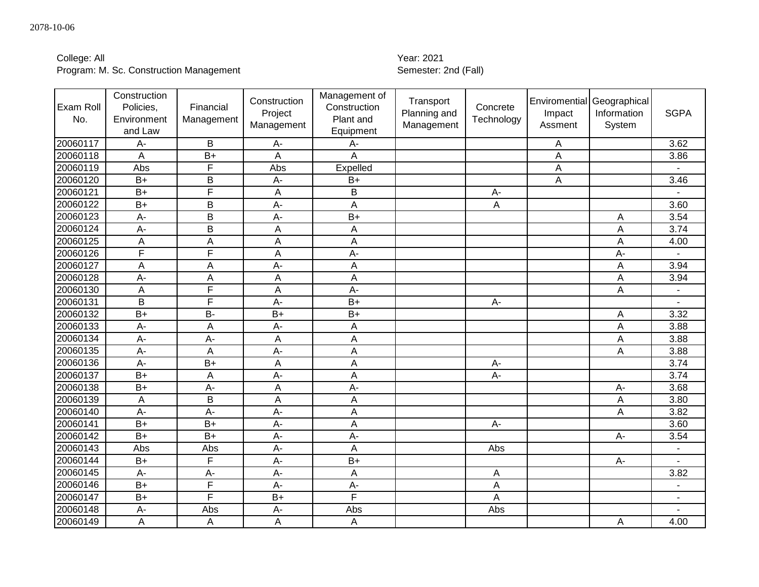2078-10-06

College: All
Program: M. Sc. Construction Management

Year: 2021
Semester: 2nd (Fall)

| Exam Roll No. | Construction Policies, Environment and Law | Financial Management | Construction Project Management | Management of Construction Plant and Equipment | Transport Planning and Management | Concrete Technology | Enviromential Impact Assment | Geographical Information System | SGPA |
|---|---|---|---|---|---|---|---|---|---|
| 20060117 | A- | B | A- | A- | | | A | | 3.62 |
| 20060118 | A | B+ | A | A | | | A | | 3.86 |
| 20060119 | Abs | F | Abs | Expelled | | | A | | - |
| 20060120 | B+ | B | A- | B+ | | | A | | 3.46 |
| 20060121 | B+ | F | A | B | | A- | | | - |
| 20060122 | B+ | B | A- | A | | A | | | 3.60 |
| 20060123 | A- | B | A- | B+ | | | | A | 3.54 |
| 20060124 | A- | B | A | A | | | | A | 3.74 |
| 20060125 | A | A | A | A | | | | A | 4.00 |
| 20060126 | F | F | A | A- | | | | A- | - |
| 20060127 | A | A | A- | A | | | | A | 3.94 |
| 20060128 | A- | A | A | A | | | | A | 3.94 |
| 20060130 | A | F | A | A- | | | | A | - |
| 20060131 | B | F | A- | B+ | | A- | | | - |
| 20060132 | B+ | B- | B+ | B+ | | | | A | 3.32 |
| 20060133 | A- | A | A- | A | | | | A | 3.88 |
| 20060134 | A- | A- | A | A | | | | A | 3.88 |
| 20060135 | A- | A | A- | A | | | | A | 3.88 |
| 20060136 | A- | B+ | A | A | | A- | | | 3.74 |
| 20060137 | B+ | A | A- | A | | A- | | | 3.74 |
| 20060138 | B+ | A- | A | A- | | | | A- | 3.68 |
| 20060139 | A | B | A | A | | | | A | 3.80 |
| 20060140 | A- | A- | A- | A | | | | A | 3.82 |
| 20060141 | B+ | B+ | A- | A | | A- | | | 3.60 |
| 20060142 | B+ | B+ | A- | A- | | | | A- | 3.54 |
| 20060143 | Abs | Abs | A- | A | | Abs | | | - |
| 20060144 | B+ | F | A- | B+ | | | | A- | - |
| 20060145 | A- | A- | A- | A | | A | | | 3.82 |
| 20060146 | B+ | F | A- | A- | | A | | | - |
| 20060147 | B+ | F | B+ | F | | A | | | - |
| 20060148 | A- | Abs | A- | Abs | | Abs | | | - |
| 20060149 | A | A | A | A | | | | A | 4.00 |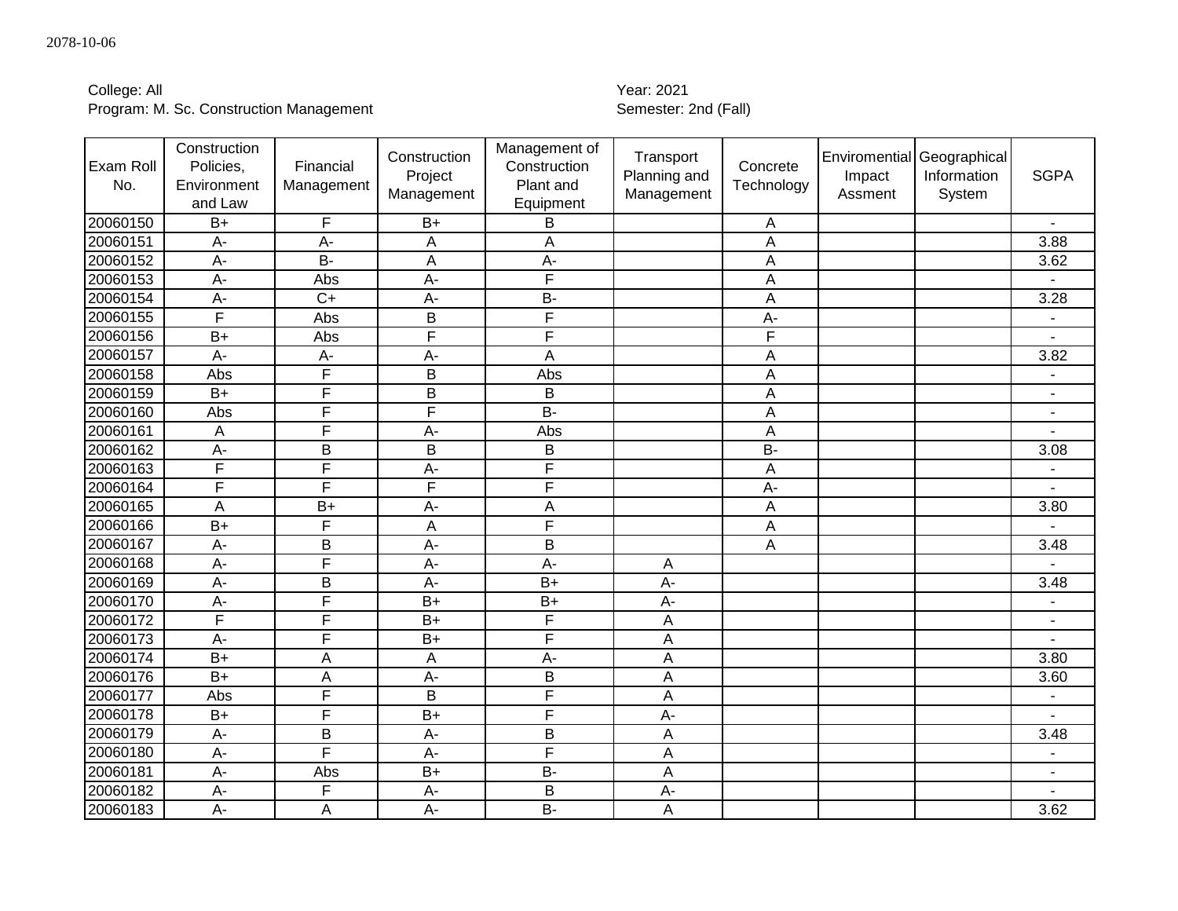2078-10-06

College: All
Program: M. Sc. Construction Management

Year: 2021
Semester: 2nd (Fall)

| Exam Roll No. | Construction Policies, Environment and Law | Financial Management | Construction Project Management | Management of Construction Plant and Equipment | Transport Planning and Management | Concrete Technology | Enviromential Impact Assment | Geographical Information System | SGPA |
|---|---|---|---|---|---|---|---|---|---|
| 20060150 | B+ | F | B+ | B | | A | | | - |
| 20060151 | A- | A- | A | A | | A | | | 3.88 |
| 20060152 | A- | B- | A | A- | | A | | | 3.62 |
| 20060153 | A- | Abs | A- | F | | A | | | - |
| 20060154 | A- | C+ | A- | B- | | A | | | 3.28 |
| 20060155 | F | Abs | B | F | | A- | | | - |
| 20060156 | B+ | Abs | F | F | | F | | | - |
| 20060157 | A- | A- | A- | A | | A | | | 3.82 |
| 20060158 | Abs | F | B | Abs | | A | | | - |
| 20060159 | B+ | F | B | B | | A | | | - |
| 20060160 | Abs | F | F | B- | | A | | | - |
| 20060161 | A | F | A- | Abs | | A | | | - |
| 20060162 | A- | B | B | B | | B- | | | 3.08 |
| 20060163 | F | F | A- | F | | A | | | - |
| 20060164 | F | F | F | F | | A- | | | - |
| 20060165 | A | B+ | A- | A | | A | | | 3.80 |
| 20060166 | B+ | F | A | F | | A | | | - |
| 20060167 | A- | B | A- | B | | A | | | 3.48 |
| 20060168 | A- | F | A- | A- | A | | | | - |
| 20060169 | A- | B | A- | B+ | A- | | | | 3.48 |
| 20060170 | A- | F | B+ | B+ | A- | | | | - |
| 20060172 | F | F | B+ | F | A | | | | - |
| 20060173 | A- | F | B+ | F | A | | | | - |
| 20060174 | B+ | A | A | A- | A | | | | 3.80 |
| 20060176 | B+ | A | A- | B | A | | | | 3.60 |
| 20060177 | Abs | F | B | F | A | | | | - |
| 20060178 | B+ | F | B+ | F | A- | | | | - |
| 20060179 | A- | B | A- | B | A | | | | 3.48 |
| 20060180 | A- | F | A- | F | A | | | | - |
| 20060181 | A- | Abs | B+ | B- | A | | | | - |
| 20060182 | A- | F | A- | B | A- | | | | - |
| 20060183 | A- | A | A- | B- | A | | | | 3.62 |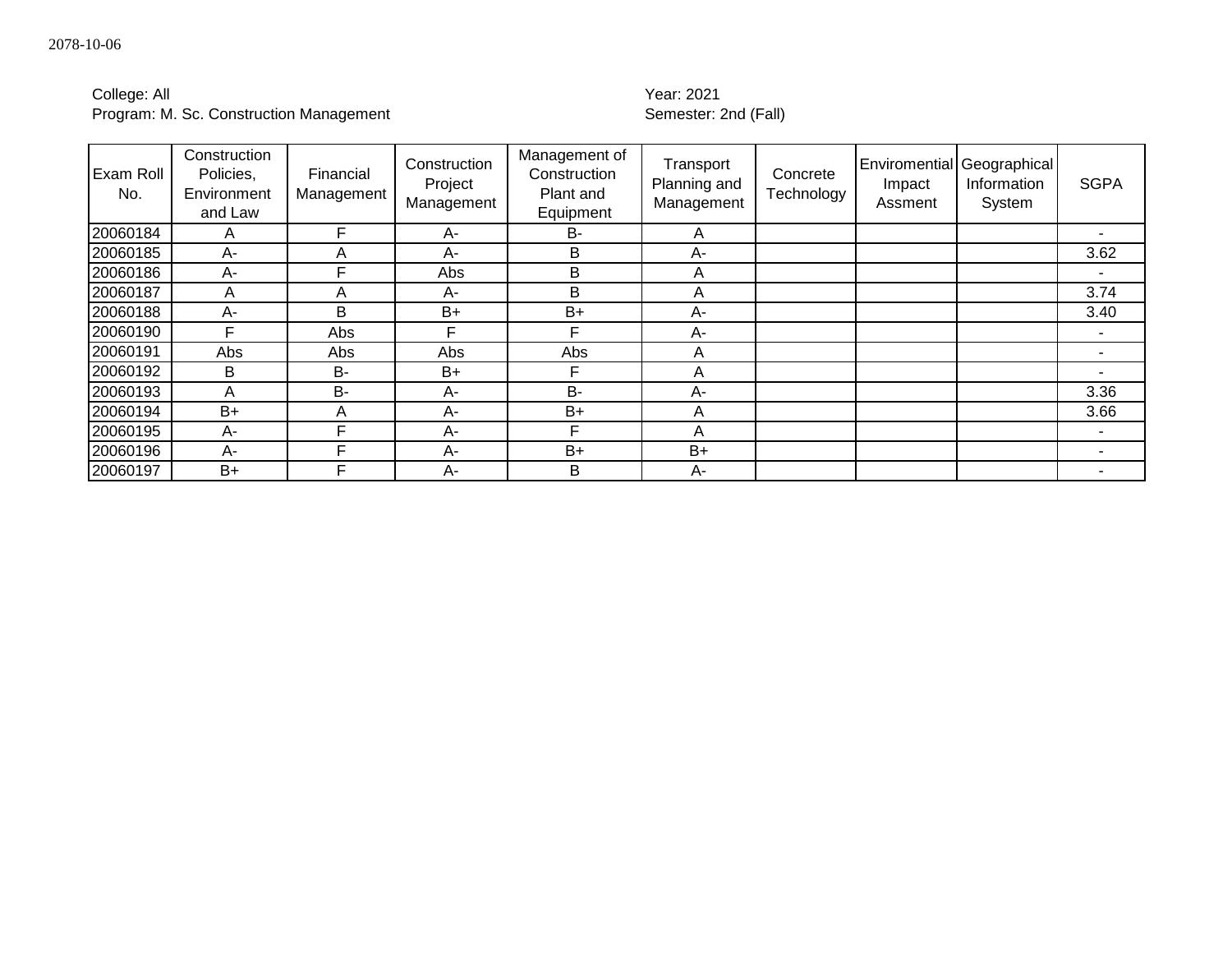2078-10-06

College: All
Program: M. Sc. Construction Management

Year: 2021
Semester: 2nd (Fall)

| Exam Roll No. | Construction Policies, Environment and Law | Financial Management | Construction Project Management | Management of Construction Plant and Equipment | Transport Planning and Management | Concrete Technology | Enviromential Impact Assment | Geographical Information System | SGPA |
|---|---|---|---|---|---|---|---|---|---|
| 20060184 | A | F | A- | B- | A | | | | - |
| 20060185 | A- | A | A- | B | A- | | | | 3.62 |
| 20060186 | A- | F | Abs | B | A | | | | - |
| 20060187 | A | A | A- | B | A | | | | 3.74 |
| 20060188 | A- | B | B+ | B+ | A- | | | | 3.40 |
| 20060190 | F | Abs | F | F | A- | | | | - |
| 20060191 | Abs | Abs | Abs | Abs | A | | | | - |
| 20060192 | B | B- | B+ | F | A | | | | - |
| 20060193 | A | B- | A- | B- | A- | | | | 3.36 |
| 20060194 | B+ | A | A- | B+ | A | | | | 3.66 |
| 20060195 | A- | F | A- | F | A | | | | - |
| 20060196 | A- | F | A- | B+ | B+ | | | | - |
| 20060197 | B+ | F | A- | B | A- | | | | - |